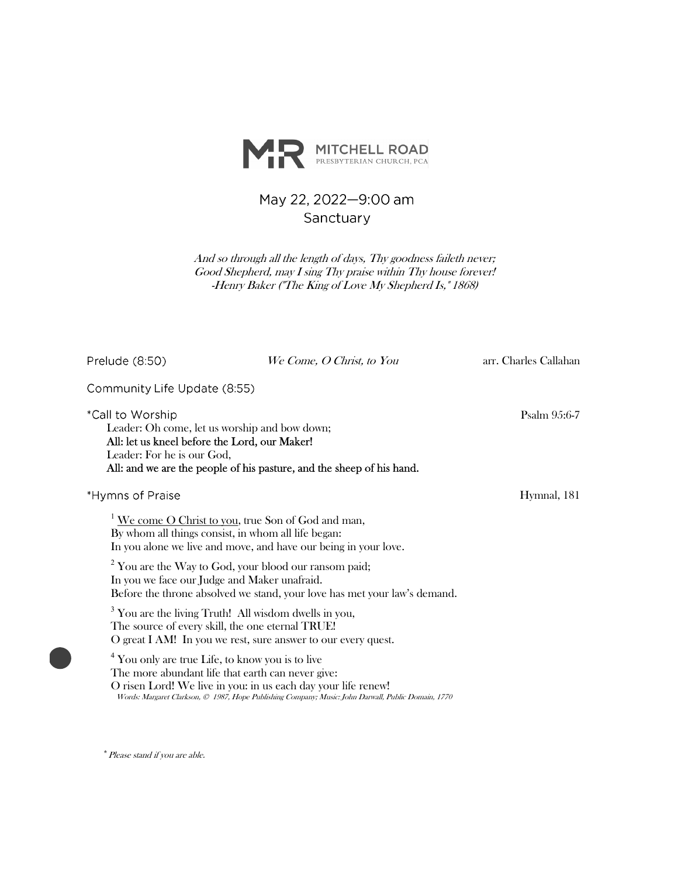# MITCHELL ROAD
PRESBYTERIAN CHURCH, PCA

## May 22, 2022—9:00 am
## Sanctuary

*And so through all the length of days, Thy goodness faileth never;*
*Good Shepherd, may I sing Thy praise within Thy house forever!*
*-Henry Baker ("The King of Love My Shepherd Is," 1868)*

Prelude (8:50) — *We Come, O Christ, to You* — arr. Charles Callahan

Community Life Update (8:55)

*Call to Worship — Psalm 95:6-7

Leader: Oh come, let us worship and bow down;
**All: let us kneel before the Lord, our Maker!**
Leader: For he is our God,
**All: and we are the people of his pasture, and the sheep of his hand.**

*Hymns of Praise — Hymnal, 181

[1] We come O Christ to you, true Son of God and man,
By whom all things consist, in whom all life began:
In you alone we live and move, and have our being in your love.

[2] You are the Way to God, your blood our ransom paid;
In you we face our Judge and Maker unafraid.
Before the throne absolved we stand, your love has met your law's demand.

[3] You are the living Truth! All wisdom dwells in you,
The source of every skill, the one eternal TRUE!
O great I AM! In you we rest, sure answer to our every quest.

[4] You only are true Life, to know you is to live
The more abundant life that earth can never give:
O risen Lord! We live in you: in us each day your life renew!

*Words: Margaret Clarkson, © 1987, Hope Publishing Company; Music: John Darwall, Public Domain, 1770*

* *Please stand if you are able.*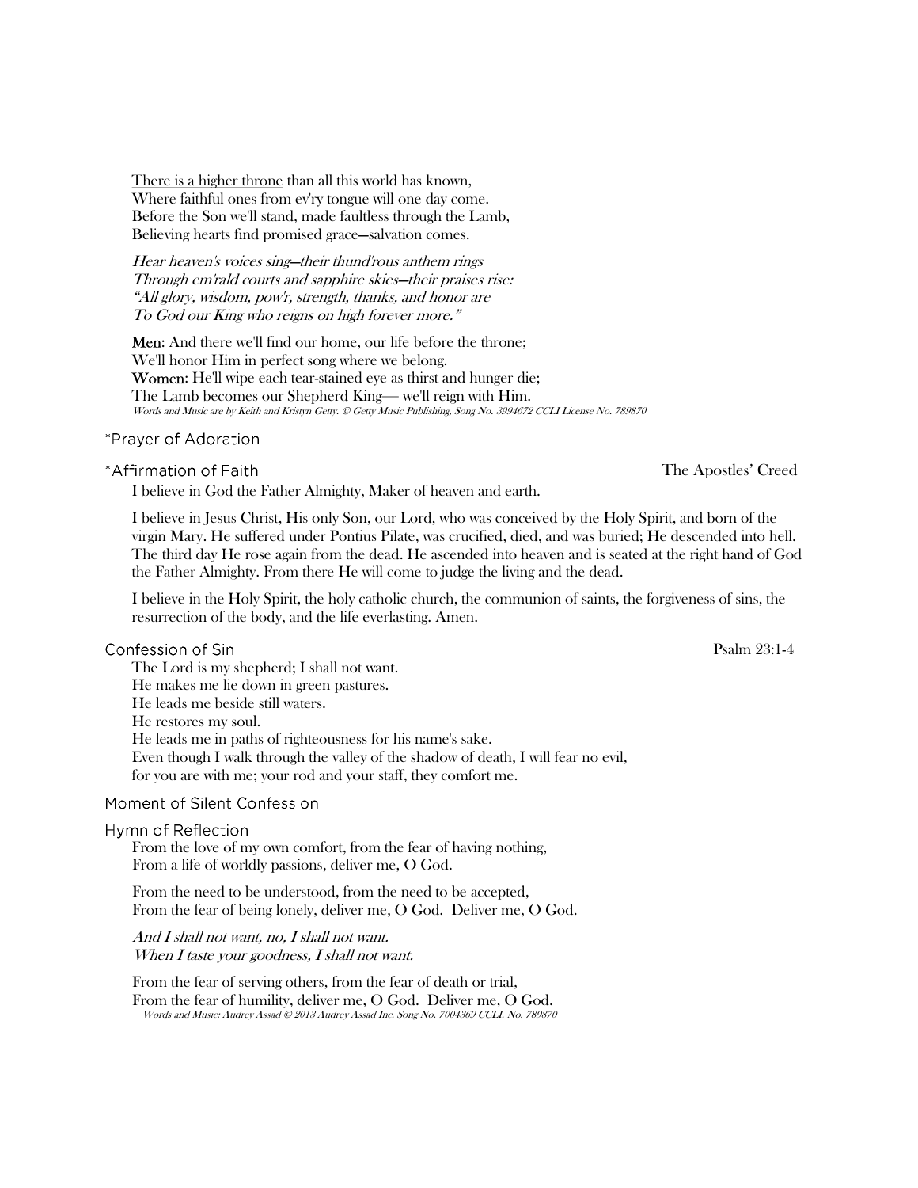<u>There is a higher throne</u> than all this world has known,
Where faithful ones from ev'ry tongue will one day come.
Before the Son we'll stand, made faultless through the Lamb,
Believing hearts find promised grace—salvation comes.

*Hear heaven's voices sing—their thund'rous anthem rings*
*Through em'rald courts and sapphire skies—their praises rise:*
*"All glory, wisdom, pow'r, strength, thanks, and honor are*
*To God our King who reigns on high forever more."*

**Men**: And there we'll find our home, our life before the throne;
We'll honor Him in perfect song where we belong.
**Women:** He'll wipe each tear-stained eye as thirst and hunger die;
The Lamb becomes our Shepherd King— we'll reign with Him.
*Words and Music are by Keith and Kristyn Getty. © Getty Music Publishing, Song No. 3994672 CCLI License No. 789870*

### *Prayer of Adoration

### *Affirmation of Faith — The Apostles' Creed

I believe in God the Father Almighty, Maker of heaven and earth.

I believe in Jesus Christ, His only Son, our Lord, who was conceived by the Holy Spirit, and born of the virgin Mary. He suffered under Pontius Pilate, was crucified, died, and was buried; He descended into hell. The third day He rose again from the dead. He ascended into heaven and is seated at the right hand of God the Father Almighty. From there He will come to judge the living and the dead.

I believe in the Holy Spirit, the holy catholic church, the communion of saints, the forgiveness of sins, the resurrection of the body, and the life everlasting. Amen.

### Confession of Sin — Psalm 23:1-4

The Lord is my shepherd; I shall not want.
He makes me lie down in green pastures.
He leads me beside still waters.
He restores my soul.
He leads me in paths of righteousness for his name's sake.
Even though I walk through the valley of the shadow of death, I will fear no evil,
for you are with me; your rod and your staff, they comfort me.

### Moment of Silent Confession

### Hymn of Reflection

From the love of my own comfort, from the fear of having nothing,
From a life of worldly passions, deliver me, O God.

From the need to be understood, from the need to be accepted,
From the fear of being lonely, deliver me, O God. Deliver me, O God.

*And I shall not want, no, I shall not want.*
*When I taste your goodness, I shall not want.*

From the fear of serving others, from the fear of death or trial,
From the fear of humility, deliver me, O God. Deliver me, O God.
*Words and Music: Audrey Assad © 2013 Audrey Assad Inc. Song No. 7004369 CCLI. No. 789870*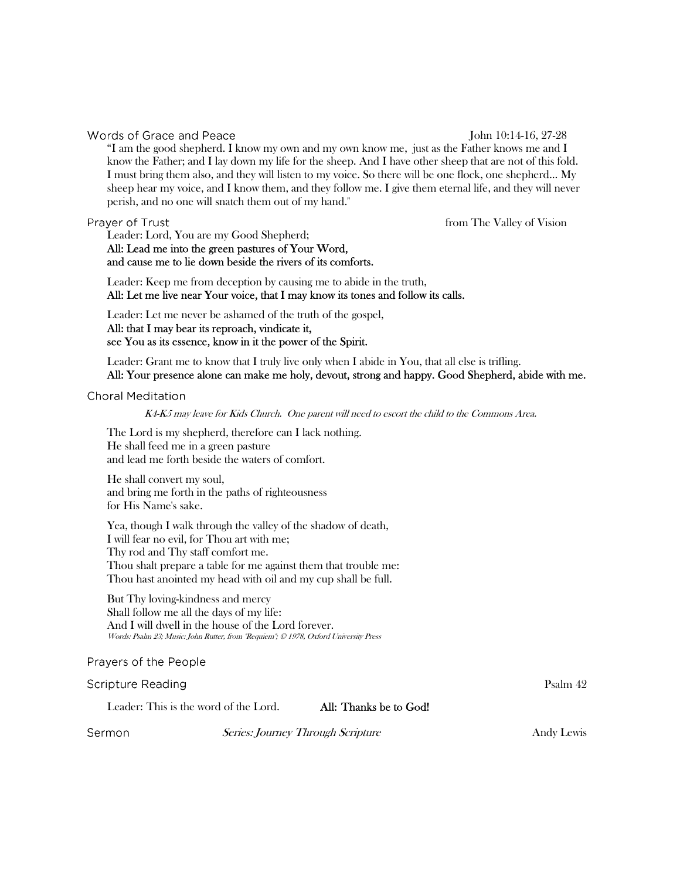## Words of Grace and Peace

John 10:14-16, 27-28

"I am the good shepherd. I know my own and my own know me, just as the Father knows me and I know the Father; and I lay down my life for the sheep. And I have other sheep that are not of this fold. I must bring them also, and they will listen to my voice. So there will be one flock, one shepherd... My sheep hear my voice, and I know them, and they follow me. I give them eternal life, and they will never perish, and no one will snatch them out of my hand."

## Prayer of Trust

from The Valley of Vision

Leader: Lord, You are my Good Shepherd;
**All: Lead me into the green pastures of Your Word,**
**and cause me to lie down beside the rivers of its comforts.**

Leader: Keep me from deception by causing me to abide in the truth,
**All: Let me live near Your voice, that I may know its tones and follow its calls.**

Leader: Let me never be ashamed of the truth of the gospel,
**All: that I may bear its reproach, vindicate it,**
**see You as its essence, know in it the power of the Spirit.**

Leader: Grant me to know that I truly live only when I abide in You, that all else is trifling.
**All: Your presence alone can make me holy, devout, strong and happy. Good Shepherd, abide with me.**

## Choral Meditation

*K4-K5 may leave for Kids Church. One parent will need to escort the child to the Commons Area.*

The Lord is my shepherd, therefore can I lack nothing.
He shall feed me in a green pasture
and lead me forth beside the waters of comfort.

He shall convert my soul,
and bring me forth in the paths of righteousness
for His Name's sake.

Yea, though I walk through the valley of the shadow of death,
I will fear no evil, for Thou art with me;
Thy rod and Thy staff comfort me.
Thou shalt prepare a table for me against them that trouble me:
Thou hast anointed my head with oil and my cup shall be full.

But Thy loving-kindness and mercy
Shall follow me all the days of my life:
And I will dwell in the house of the Lord forever.
*Words: Psalm 23; Music: John Rutter, from "Requiem"; © 1978, Oxford University Press*

## Prayers of the People

## Scripture Reading

Psalm 42

Leader: This is the word of the Lord. **All: Thanks be to God!**

## Sermon

*Series: Journey Through Scripture*

Andy Lewis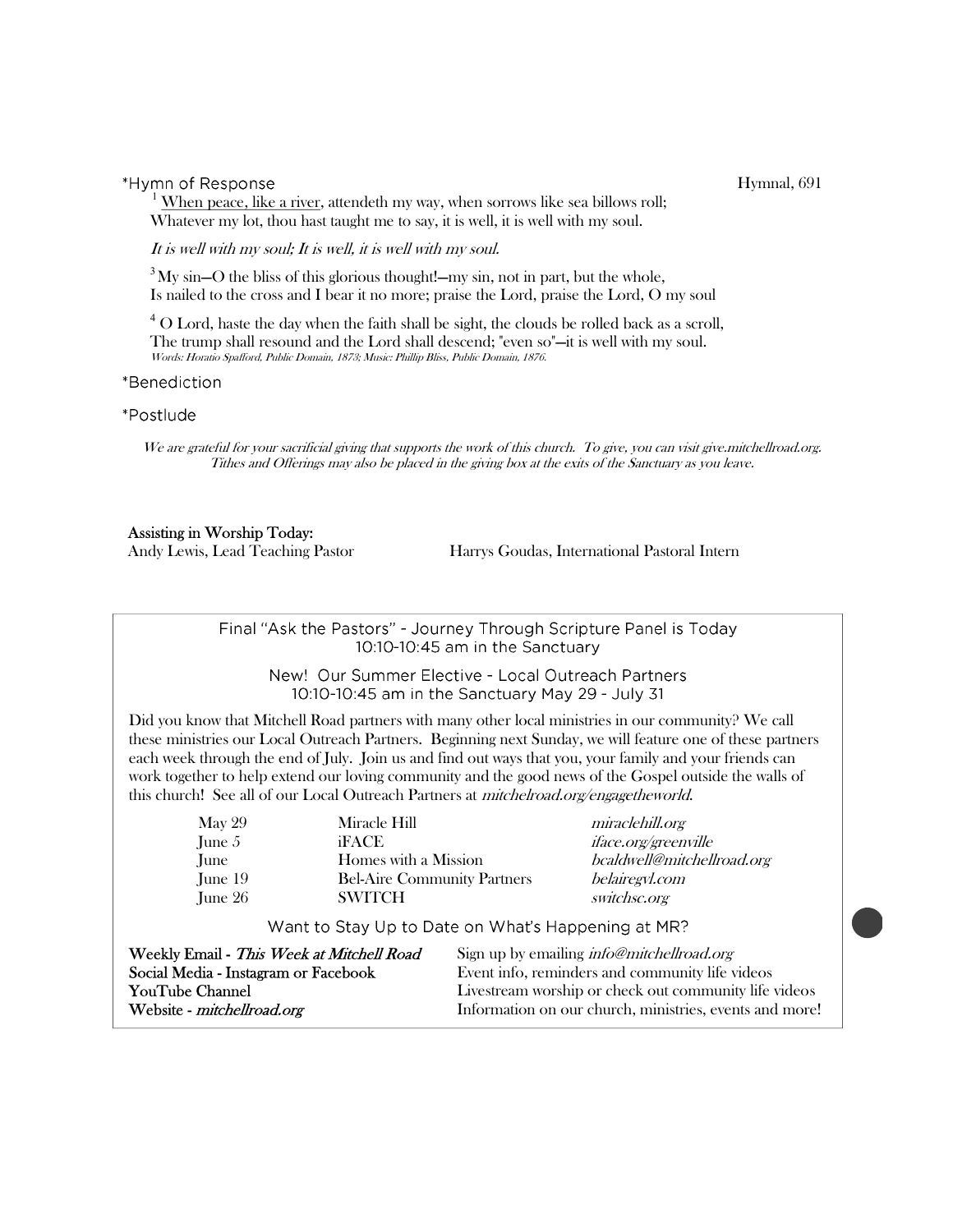*Hymn of Response Hymnal, 691

[1] <u>When peace, like a river</u>, attendeth my way, when sorrows like sea billows roll;
Whatever my lot, thou hast taught me to say, it is well, it is well with my soul.

*It is well with my soul; It is well, it is well with my soul.*

[3] My sin—O the bliss of this glorious thought!—my sin, not in part, but the whole,
Is nailed to the cross and I bear it no more; praise the Lord, praise the Lord, O my soul

[4] O Lord, haste the day when the faith shall be sight, the clouds be rolled back as a scroll,
The trump shall resound and the Lord shall descend; "even so"—it is well with my soul.

*Words: Horatio Spafford, Public Domain, 1873; Music: Phillip Bliss, Public Domain, 1876.*

*Benediction

*Postlude

*We are grateful for your sacrificial giving that supports the work of this church. To give, you can visit give.mitchellroad.org. Tithes and Offerings may also be placed in the giving box at the exits of the Sanctuary as you leave.*

**Assisting in Worship Today:**

Andy Lewis, Lead Teaching Pastor

Harrys Goudas, International Pastoral Intern

Final "Ask the Pastors" - Journey Through Scripture Panel is Today
10:10-10:45 am in the Sanctuary

New! Our Summer Elective - Local Outreach Partners
10:10-10:45 am in the Sanctuary May 29 - July 31

Did you know that Mitchell Road partners with many other local ministries in our community? We call these ministries our Local Outreach Partners. Beginning next Sunday, we will feature one of these partners each week through the end of July. Join us and find out ways that you, your family and your friends can work together to help extend our loving community and the good news of the Gospel outside the walls of this church! See all of our Local Outreach Partners at *mitchelroad.org/engagetheworld.*

| | | |
|---|---|---|
| May 29 | Miracle Hill | *miraclehill.org* |
| June 5 | iFACE | *iface.org/greenville* |
| June | Homes with a Mission | *bcaldwell@mitchellroad.org* |
| June 19 | Bel-Aire Community Partners | *belairegvl.com* |
| June 26 | SWITCH | *switchsc.org* |

Want to Stay Up to Date on What's Happening at MR?

| | |
|---|---|
| **Weekly Email - *This Week at Mitchell Road*** | Sign up by emailing *info@mitchellroad.org* |
| **Social Media - Instagram or Facebook** | Event info, reminders and community life videos |
| **YouTube Channel** | Livestream worship or check out community life videos |
| **Website - *mitchellroad.org*** | Information on our church, ministries, events and more! |